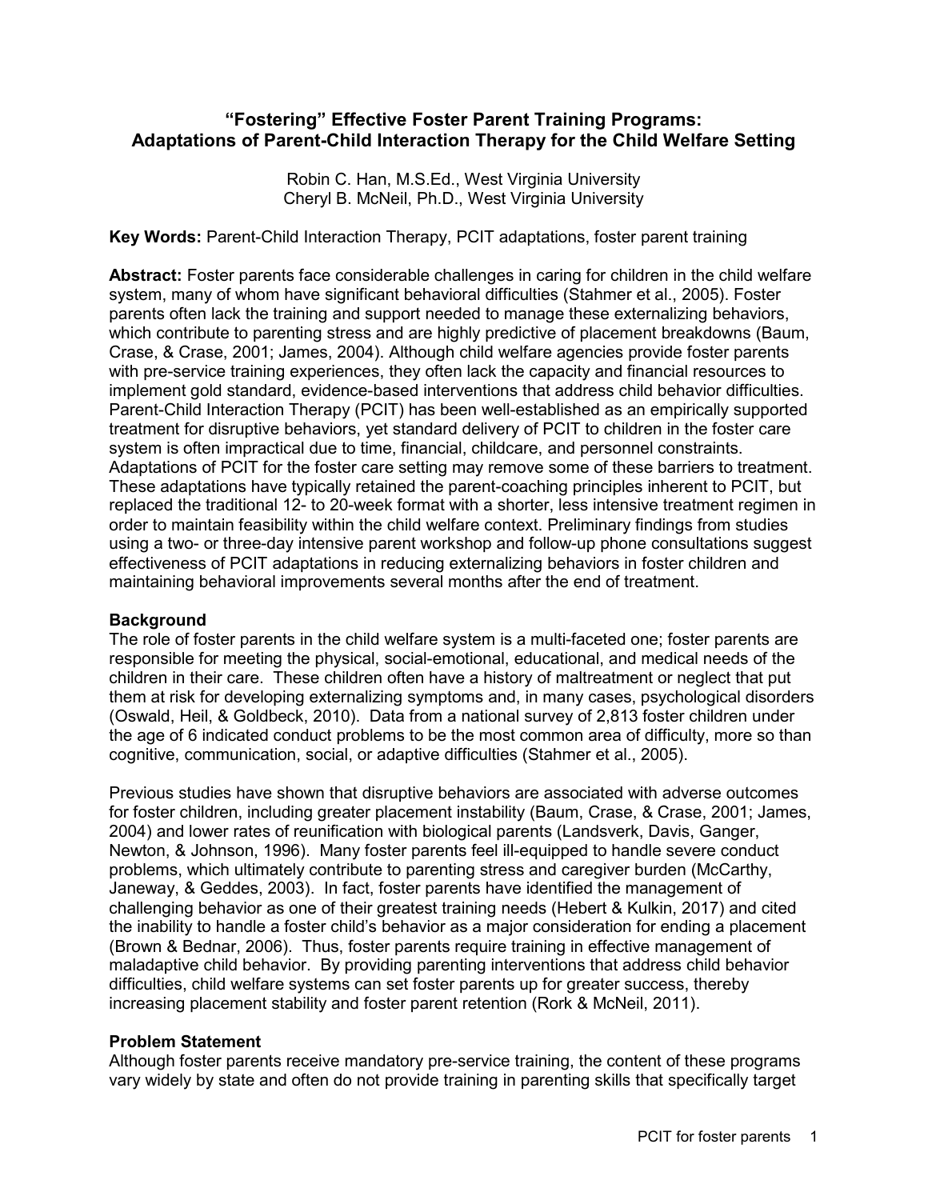# "Fostering" Effective Foster Parent Training Programs: Adaptations of Parent-Child Interaction Therapy for the Child Welfare Setting

Robin C. Han, M.S.Ed., West Virginia University
Cheryl B. McNeil, Ph.D., West Virginia University

**Key Words:** Parent-Child Interaction Therapy, PCIT adaptations, foster parent training

**Abstract:** Foster parents face considerable challenges in caring for children in the child welfare system, many of whom have significant behavioral difficulties (Stahmer et al., 2005). Foster parents often lack the training and support needed to manage these externalizing behaviors, which contribute to parenting stress and are highly predictive of placement breakdowns (Baum, Crase, & Crase, 2001; James, 2004). Although child welfare agencies provide foster parents with pre-service training experiences, they often lack the capacity and financial resources to implement gold standard, evidence-based interventions that address child behavior difficulties. Parent-Child Interaction Therapy (PCIT) has been well-established as an empirically supported treatment for disruptive behaviors, yet standard delivery of PCIT to children in the foster care system is often impractical due to time, financial, childcare, and personnel constraints. Adaptations of PCIT for the foster care setting may remove some of these barriers to treatment. These adaptations have typically retained the parent-coaching principles inherent to PCIT, but replaced the traditional 12- to 20-week format with a shorter, less intensive treatment regimen in order to maintain feasibility within the child welfare context. Preliminary findings from studies using a two- or three-day intensive parent workshop and follow-up phone consultations suggest effectiveness of PCIT adaptations in reducing externalizing behaviors in foster children and maintaining behavioral improvements several months after the end of treatment.

## Background

The role of foster parents in the child welfare system is a multi-faceted one; foster parents are responsible for meeting the physical, social-emotional, educational, and medical needs of the children in their care. These children often have a history of maltreatment or neglect that put them at risk for developing externalizing symptoms and, in many cases, psychological disorders (Oswald, Heil, & Goldbeck, 2010). Data from a national survey of 2,813 foster children under the age of 6 indicated conduct problems to be the most common area of difficulty, more so than cognitive, communication, social, or adaptive difficulties (Stahmer et al., 2005).

Previous studies have shown that disruptive behaviors are associated with adverse outcomes for foster children, including greater placement instability (Baum, Crase, & Crase, 2001; James, 2004) and lower rates of reunification with biological parents (Landsverk, Davis, Ganger, Newton, & Johnson, 1996). Many foster parents feel ill-equipped to handle severe conduct problems, which ultimately contribute to parenting stress and caregiver burden (McCarthy, Janeway, & Geddes, 2003). In fact, foster parents have identified the management of challenging behavior as one of their greatest training needs (Hebert & Kulkin, 2017) and cited the inability to handle a foster child's behavior as a major consideration for ending a placement (Brown & Bednar, 2006). Thus, foster parents require training in effective management of maladaptive child behavior. By providing parenting interventions that address child behavior difficulties, child welfare systems can set foster parents up for greater success, thereby increasing placement stability and foster parent retention (Rork & McNeil, 2011).

## Problem Statement

Although foster parents receive mandatory pre-service training, the content of these programs vary widely by state and often do not provide training in parenting skills that specifically target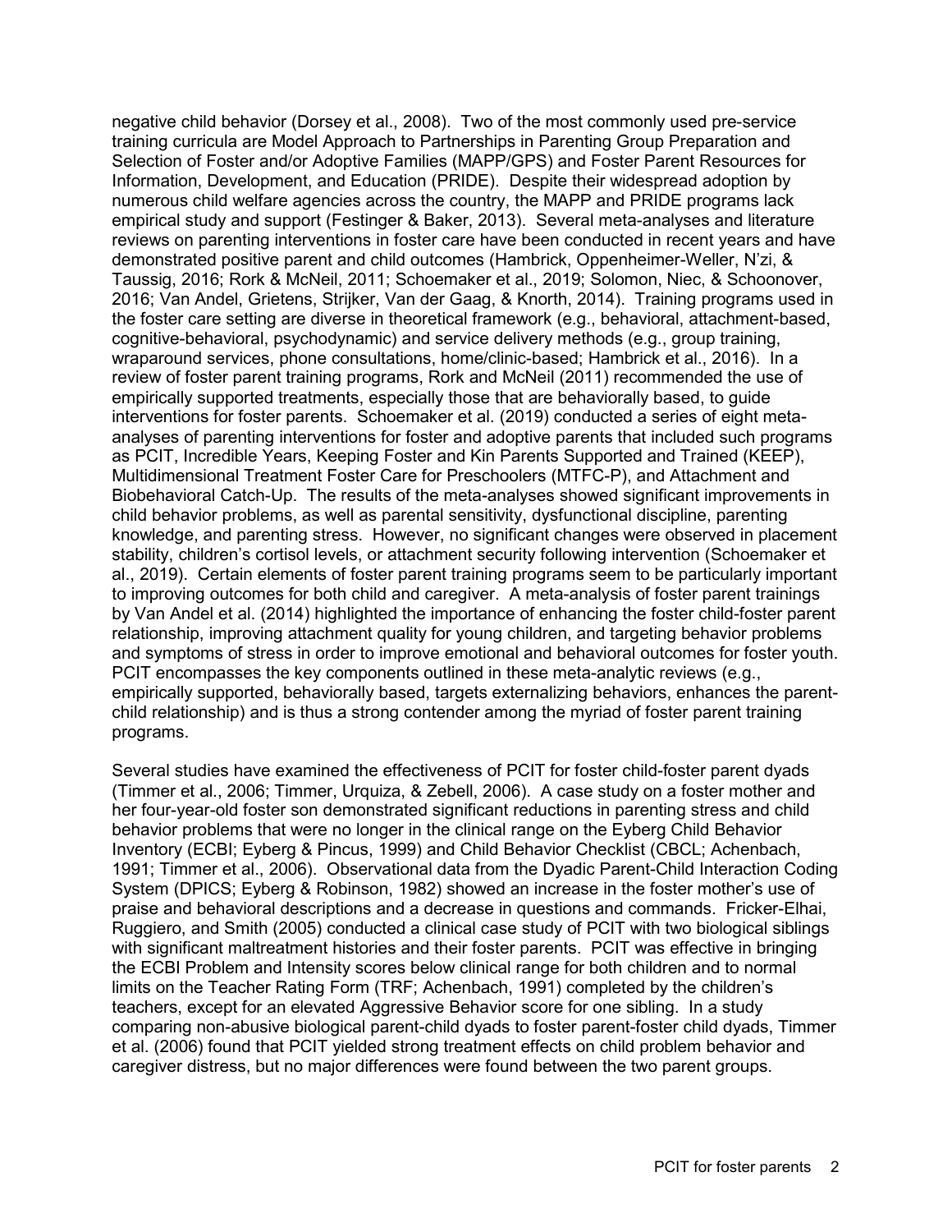negative child behavior (Dorsey et al., 2008). Two of the most commonly used pre-service training curricula are Model Approach to Partnerships in Parenting Group Preparation and Selection of Foster and/or Adoptive Families (MAPP/GPS) and Foster Parent Resources for Information, Development, and Education (PRIDE). Despite their widespread adoption by numerous child welfare agencies across the country, the MAPP and PRIDE programs lack empirical study and support (Festinger & Baker, 2013). Several meta-analyses and literature reviews on parenting interventions in foster care have been conducted in recent years and have demonstrated positive parent and child outcomes (Hambrick, Oppenheimer-Weller, N'zi, & Taussig, 2016; Rork & McNeil, 2011; Schoemaker et al., 2019; Solomon, Niec, & Schoonover, 2016; Van Andel, Grietens, Strijker, Van der Gaag, & Knorth, 2014). Training programs used in the foster care setting are diverse in theoretical framework (e.g., behavioral, attachment-based, cognitive-behavioral, psychodynamic) and service delivery methods (e.g., group training, wraparound services, phone consultations, home/clinic-based; Hambrick et al., 2016). In a review of foster parent training programs, Rork and McNeil (2011) recommended the use of empirically supported treatments, especially those that are behaviorally based, to guide interventions for foster parents. Schoemaker et al. (2019) conducted a series of eight meta-analyses of parenting interventions for foster and adoptive parents that included such programs as PCIT, Incredible Years, Keeping Foster and Kin Parents Supported and Trained (KEEP), Multidimensional Treatment Foster Care for Preschoolers (MTFC-P), and Attachment and Biobehavioral Catch-Up. The results of the meta-analyses showed significant improvements in child behavior problems, as well as parental sensitivity, dysfunctional discipline, parenting knowledge, and parenting stress. However, no significant changes were observed in placement stability, children's cortisol levels, or attachment security following intervention (Schoemaker et al., 2019). Certain elements of foster parent training programs seem to be particularly important to improving outcomes for both child and caregiver. A meta-analysis of foster parent trainings by Van Andel et al. (2014) highlighted the importance of enhancing the foster child-foster parent relationship, improving attachment quality for young children, and targeting behavior problems and symptoms of stress in order to improve emotional and behavioral outcomes for foster youth. PCIT encompasses the key components outlined in these meta-analytic reviews (e.g., empirically supported, behaviorally based, targets externalizing behaviors, enhances the parent-child relationship) and is thus a strong contender among the myriad of foster parent training programs.

Several studies have examined the effectiveness of PCIT for foster child-foster parent dyads (Timmer et al., 2006; Timmer, Urquiza, & Zebell, 2006). A case study on a foster mother and her four-year-old foster son demonstrated significant reductions in parenting stress and child behavior problems that were no longer in the clinical range on the Eyberg Child Behavior Inventory (ECBI; Eyberg & Pincus, 1999) and Child Behavior Checklist (CBCL; Achenbach, 1991; Timmer et al., 2006). Observational data from the Dyadic Parent-Child Interaction Coding System (DPICS; Eyberg & Robinson, 1982) showed an increase in the foster mother's use of praise and behavioral descriptions and a decrease in questions and commands. Fricker-Elhai, Ruggiero, and Smith (2005) conducted a clinical case study of PCIT with two biological siblings with significant maltreatment histories and their foster parents. PCIT was effective in bringing the ECBI Problem and Intensity scores below clinical range for both children and to normal limits on the Teacher Rating Form (TRF; Achenbach, 1991) completed by the children's teachers, except for an elevated Aggressive Behavior score for one sibling. In a study comparing non-abusive biological parent-child dyads to foster parent-foster child dyads, Timmer et al. (2006) found that PCIT yielded strong treatment effects on child problem behavior and caregiver distress, but no major differences were found between the two parent groups.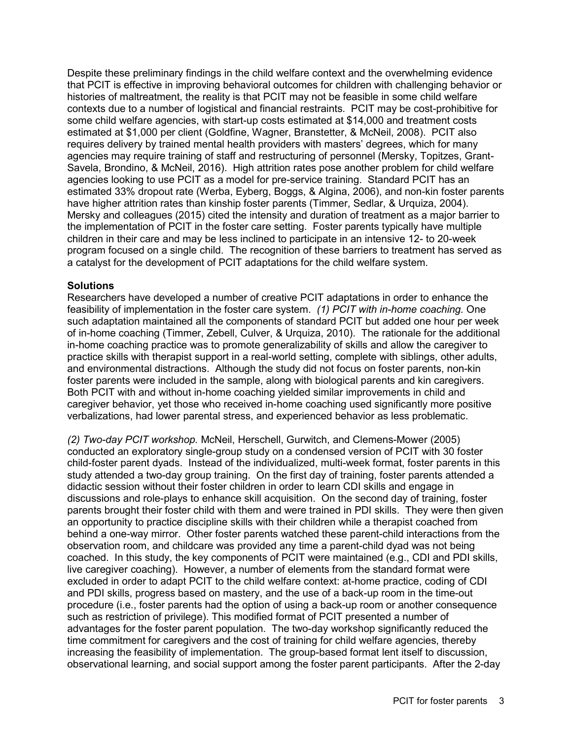Despite these preliminary findings in the child welfare context and the overwhelming evidence that PCIT is effective in improving behavioral outcomes for children with challenging behavior or histories of maltreatment, the reality is that PCIT may not be feasible in some child welfare contexts due to a number of logistical and financial restraints. PCIT may be cost-prohibitive for some child welfare agencies, with start-up costs estimated at $14,000 and treatment costs estimated at $1,000 per client (Goldfine, Wagner, Branstetter, & McNeil, 2008). PCIT also requires delivery by trained mental health providers with masters' degrees, which for many agencies may require training of staff and restructuring of personnel (Mersky, Topitzes, Grant-Savela, Brondino, & McNeil, 2016). High attrition rates pose another problem for child welfare agencies looking to use PCIT as a model for pre-service training. Standard PCIT has an estimated 33% dropout rate (Werba, Eyberg, Boggs, & Algina, 2006), and non-kin foster parents have higher attrition rates than kinship foster parents (Timmer, Sedlar, & Urquiza, 2004). Mersky and colleagues (2015) cited the intensity and duration of treatment as a major barrier to the implementation of PCIT in the foster care setting. Foster parents typically have multiple children in their care and may be less inclined to participate in an intensive 12- to 20-week program focused on a single child. The recognition of these barriers to treatment has served as a catalyst for the development of PCIT adaptations for the child welfare system.

**Solutions**

Researchers have developed a number of creative PCIT adaptations in order to enhance the feasibility of implementation in the foster care system. *(1) PCIT with in-home coaching.* One such adaptation maintained all the components of standard PCIT but added one hour per week of in-home coaching (Timmer, Zebell, Culver, & Urquiza, 2010). The rationale for the additional in-home coaching practice was to promote generalizability of skills and allow the caregiver to practice skills with therapist support in a real-world setting, complete with siblings, other adults, and environmental distractions. Although the study did not focus on foster parents, non-kin foster parents were included in the sample, along with biological parents and kin caregivers. Both PCIT with and without in-home coaching yielded similar improvements in child and caregiver behavior, yet those who received in-home coaching used significantly more positive verbalizations, had lower parental stress, and experienced behavior as less problematic.

*(2) Two-day PCIT workshop.* McNeil, Herschell, Gurwitch, and Clemens-Mower (2005) conducted an exploratory single-group study on a condensed version of PCIT with 30 foster child-foster parent dyads. Instead of the individualized, multi-week format, foster parents in this study attended a two-day group training. On the first day of training, foster parents attended a didactic session without their foster children in order to learn CDI skills and engage in discussions and role-plays to enhance skill acquisition. On the second day of training, foster parents brought their foster child with them and were trained in PDI skills. They were then given an opportunity to practice discipline skills with their children while a therapist coached from behind a one-way mirror. Other foster parents watched these parent-child interactions from the observation room, and childcare was provided any time a parent-child dyad was not being coached. In this study, the key components of PCIT were maintained (e.g., CDI and PDI skills, live caregiver coaching). However, a number of elements from the standard format were excluded in order to adapt PCIT to the child welfare context: at-home practice, coding of CDI and PDI skills, progress based on mastery, and the use of a back-up room in the time-out procedure (i.e., foster parents had the option of using a back-up room or another consequence such as restriction of privilege). This modified format of PCIT presented a number of advantages for the foster parent population. The two-day workshop significantly reduced the time commitment for caregivers and the cost of training for child welfare agencies, thereby increasing the feasibility of implementation. The group-based format lent itself to discussion, observational learning, and social support among the foster parent participants. After the 2-day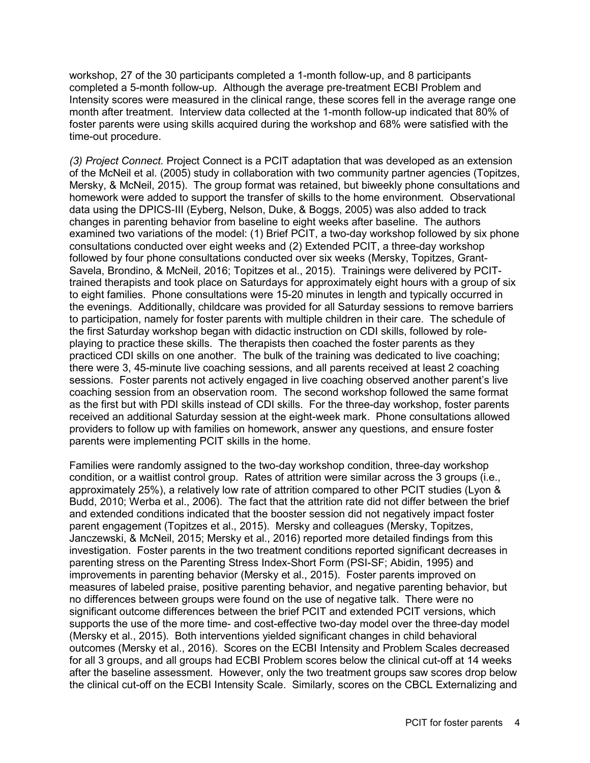workshop, 27 of the 30 participants completed a 1-month follow-up, and 8 participants completed a 5-month follow-up. Although the average pre-treatment ECBI Problem and Intensity scores were measured in the clinical range, these scores fell in the average range one month after treatment. Interview data collected at the 1-month follow-up indicated that 80% of foster parents were using skills acquired during the workshop and 68% were satisfied with the time-out procedure.

*(3) Project Connect.* Project Connect is a PCIT adaptation that was developed as an extension of the McNeil et al. (2005) study in collaboration with two community partner agencies (Topitzes, Mersky, & McNeil, 2015). The group format was retained, but biweekly phone consultations and homework were added to support the transfer of skills to the home environment. Observational data using the DPICS-III (Eyberg, Nelson, Duke, & Boggs, 2005) was also added to track changes in parenting behavior from baseline to eight weeks after baseline. The authors examined two variations of the model: (1) Brief PCIT, a two-day workshop followed by six phone consultations conducted over eight weeks and (2) Extended PCIT, a three-day workshop followed by four phone consultations conducted over six weeks (Mersky, Topitzes, Grant-Savela, Brondino, & McNeil, 2016; Topitzes et al., 2015). Trainings were delivered by PCIT-trained therapists and took place on Saturdays for approximately eight hours with a group of six to eight families. Phone consultations were 15-20 minutes in length and typically occurred in the evenings. Additionally, childcare was provided for all Saturday sessions to remove barriers to participation, namely for foster parents with multiple children in their care. The schedule of the first Saturday workshop began with didactic instruction on CDI skills, followed by role-playing to practice these skills. The therapists then coached the foster parents as they practiced CDI skills on one another. The bulk of the training was dedicated to live coaching; there were 3, 45-minute live coaching sessions, and all parents received at least 2 coaching sessions. Foster parents not actively engaged in live coaching observed another parent's live coaching session from an observation room. The second workshop followed the same format as the first but with PDI skills instead of CDI skills. For the three-day workshop, foster parents received an additional Saturday session at the eight-week mark. Phone consultations allowed providers to follow up with families on homework, answer any questions, and ensure foster parents were implementing PCIT skills in the home.

Families were randomly assigned to the two-day workshop condition, three-day workshop condition, or a waitlist control group. Rates of attrition were similar across the 3 groups (i.e., approximately 25%), a relatively low rate of attrition compared to other PCIT studies (Lyon & Budd, 2010; Werba et al., 2006). The fact that the attrition rate did not differ between the brief and extended conditions indicated that the booster session did not negatively impact foster parent engagement (Topitzes et al., 2015). Mersky and colleagues (Mersky, Topitzes, Janczewski, & McNeil, 2015; Mersky et al., 2016) reported more detailed findings from this investigation. Foster parents in the two treatment conditions reported significant decreases in parenting stress on the Parenting Stress Index-Short Form (PSI-SF; Abidin, 1995) and improvements in parenting behavior (Mersky et al., 2015). Foster parents improved on measures of labeled praise, positive parenting behavior, and negative parenting behavior, but no differences between groups were found on the use of negative talk. There were no significant outcome differences between the brief PCIT and extended PCIT versions, which supports the use of the more time- and cost-effective two-day model over the three-day model (Mersky et al., 2015). Both interventions yielded significant changes in child behavioral outcomes (Mersky et al., 2016). Scores on the ECBI Intensity and Problem Scales decreased for all 3 groups, and all groups had ECBI Problem scores below the clinical cut-off at 14 weeks after the baseline assessment. However, only the two treatment groups saw scores drop below the clinical cut-off on the ECBI Intensity Scale. Similarly, scores on the CBCL Externalizing and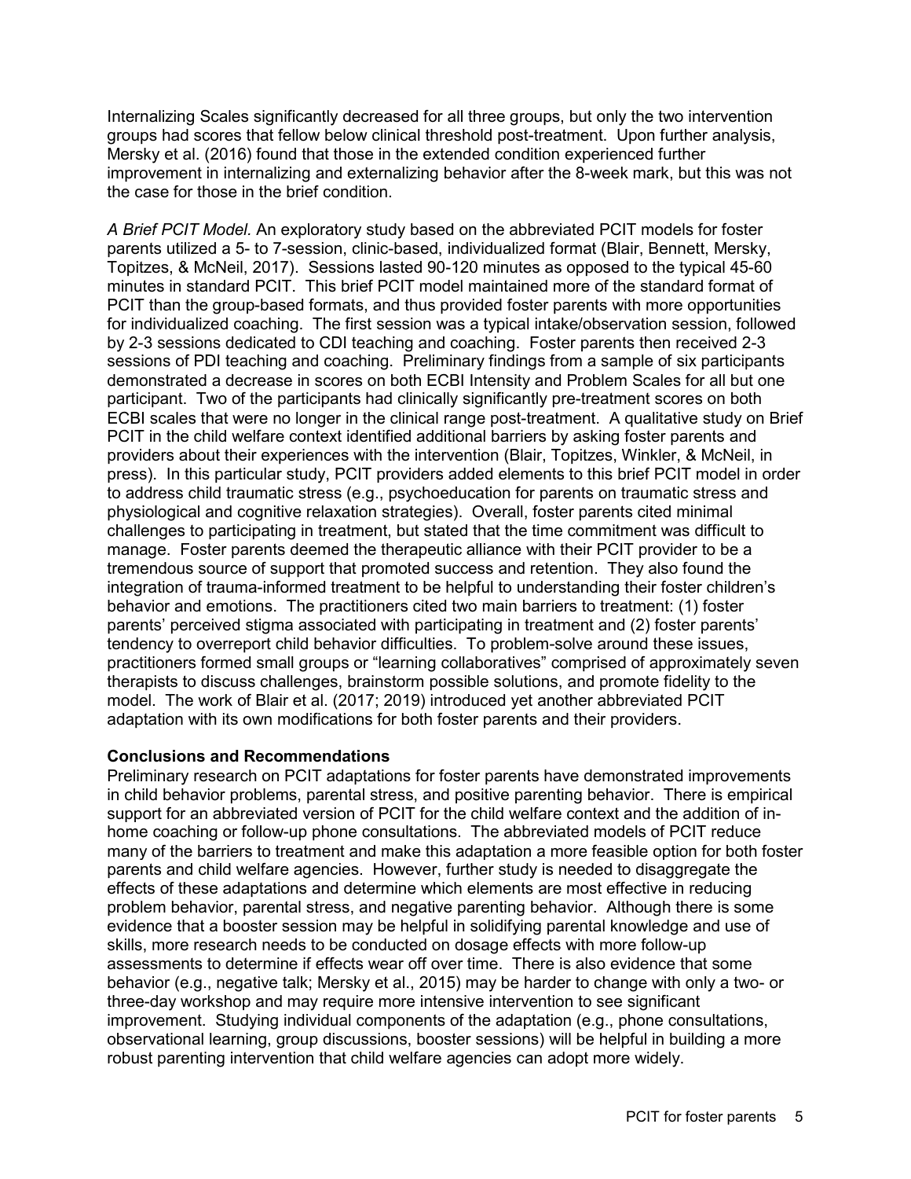Internalizing Scales significantly decreased for all three groups, but only the two intervention groups had scores that fellow below clinical threshold post-treatment. Upon further analysis, Mersky et al. (2016) found that those in the extended condition experienced further improvement in internalizing and externalizing behavior after the 8-week mark, but this was not the case for those in the brief condition.

*A Brief PCIT Model*. An exploratory study based on the abbreviated PCIT models for foster parents utilized a 5- to 7-session, clinic-based, individualized format (Blair, Bennett, Mersky, Topitzes, & McNeil, 2017). Sessions lasted 90-120 minutes as opposed to the typical 45-60 minutes in standard PCIT. This brief PCIT model maintained more of the standard format of PCIT than the group-based formats, and thus provided foster parents with more opportunities for individualized coaching. The first session was a typical intake/observation session, followed by 2-3 sessions dedicated to CDI teaching and coaching. Foster parents then received 2-3 sessions of PDI teaching and coaching. Preliminary findings from a sample of six participants demonstrated a decrease in scores on both ECBI Intensity and Problem Scales for all but one participant. Two of the participants had clinically significantly pre-treatment scores on both ECBI scales that were no longer in the clinical range post-treatment. A qualitative study on Brief PCIT in the child welfare context identified additional barriers by asking foster parents and providers about their experiences with the intervention (Blair, Topitzes, Winkler, & McNeil, in press). In this particular study, PCIT providers added elements to this brief PCIT model in order to address child traumatic stress (e.g., psychoeducation for parents on traumatic stress and physiological and cognitive relaxation strategies). Overall, foster parents cited minimal challenges to participating in treatment, but stated that the time commitment was difficult to manage. Foster parents deemed the therapeutic alliance with their PCIT provider to be a tremendous source of support that promoted success and retention. They also found the integration of trauma-informed treatment to be helpful to understanding their foster children's behavior and emotions. The practitioners cited two main barriers to treatment: (1) foster parents' perceived stigma associated with participating in treatment and (2) foster parents' tendency to overreport child behavior difficulties. To problem-solve around these issues, practitioners formed small groups or "learning collaboratives" comprised of approximately seven therapists to discuss challenges, brainstorm possible solutions, and promote fidelity to the model. The work of Blair et al. (2017; 2019) introduced yet another abbreviated PCIT adaptation with its own modifications for both foster parents and their providers.

**Conclusions and Recommendations**

Preliminary research on PCIT adaptations for foster parents have demonstrated improvements in child behavior problems, parental stress, and positive parenting behavior. There is empirical support for an abbreviated version of PCIT for the child welfare context and the addition of in-home coaching or follow-up phone consultations. The abbreviated models of PCIT reduce many of the barriers to treatment and make this adaptation a more feasible option for both foster parents and child welfare agencies. However, further study is needed to disaggregate the effects of these adaptations and determine which elements are most effective in reducing problem behavior, parental stress, and negative parenting behavior. Although there is some evidence that a booster session may be helpful in solidifying parental knowledge and use of skills, more research needs to be conducted on dosage effects with more follow-up assessments to determine if effects wear off over time. There is also evidence that some behavior (e.g., negative talk; Mersky et al., 2015) may be harder to change with only a two- or three-day workshop and may require more intensive intervention to see significant improvement. Studying individual components of the adaptation (e.g., phone consultations, observational learning, group discussions, booster sessions) will be helpful in building a more robust parenting intervention that child welfare agencies can adopt more widely.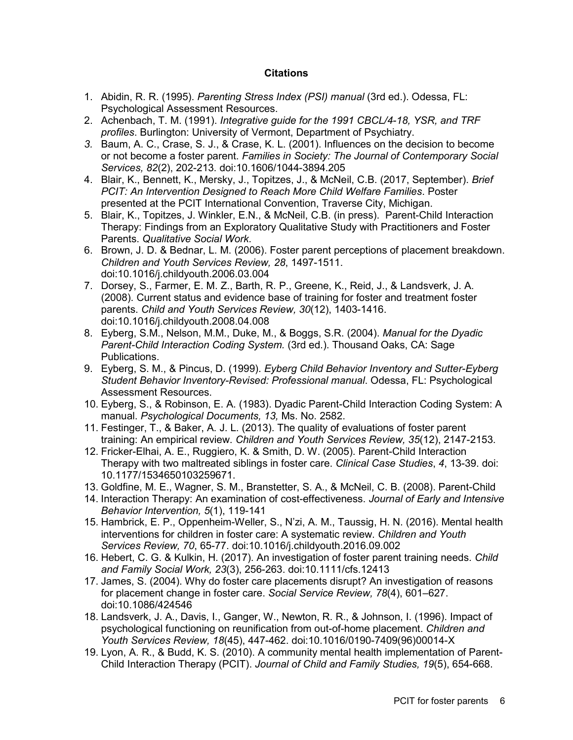**Citations**

1. Abidin, R. R. (1995). *Parenting Stress Index (PSI) manual* (3rd ed.). Odessa, FL: Psychological Assessment Resources.
2. Achenbach, T. M. (1991). *Integrative guide for the 1991 CBCL/4-18, YSR, and TRF profiles*. Burlington: University of Vermont, Department of Psychiatry.
3. Baum, A. C., Crase, S. J., & Crase, K. L. (2001). Influences on the decision to become or not become a foster parent. *Families in Society: The Journal of Contemporary Social Services, 82*(2), 202-213. doi:10.1606/1044-3894.205
4. Blair, K., Bennett, K., Mersky, J., Topitzes, J., & McNeil, C.B. (2017, September). *Brief PCIT: An Intervention Designed to Reach More Child Welfare Families*. Poster presented at the PCIT International Convention, Traverse City, Michigan.
5. Blair, K., Topitzes, J. Winkler, E.N., & McNeil, C.B. (in press). Parent-Child Interaction Therapy: Findings from an Exploratory Qualitative Study with Practitioners and Foster Parents. *Qualitative Social Work.*
6. Brown, J. D. & Bednar, L. M. (2006). Foster parent perceptions of placement breakdown. *Children and Youth Services Review, 28*, 1497-1511. doi:10.1016/j.childyouth.2006.03.004
7. Dorsey, S., Farmer, E. M. Z., Barth, R. P., Greene, K., Reid, J., & Landsverk, J. A. (2008). Current status and evidence base of training for foster and treatment foster parents. *Child and Youth Services Review, 30*(12), 1403-1416. doi:10.1016/j.childyouth.2008.04.008
8. Eyberg, S.M., Nelson, M.M., Duke, M., & Boggs, S.R. (2004). *Manual for the Dyadic Parent-Child Interaction Coding System.* (3rd ed.). Thousand Oaks, CA: Sage Publications.
9. Eyberg, S. M., & Pincus, D. (1999). *Eyberg Child Behavior Inventory and Sutter-Eyberg Student Behavior Inventory-Revised: Professional manual*. Odessa, FL: Psychological Assessment Resources.
10. Eyberg, S., & Robinson, E. A. (1983). Dyadic Parent-Child Interaction Coding System: A manual. *Psychological Documents, 13,* Ms. No. 2582.
11. Festinger, T., & Baker, A. J. L. (2013). The quality of evaluations of foster parent training: An empirical review. *Children and Youth Services Review, 35*(12), 2147-2153.
12. Fricker-Elhai, A. E., Ruggiero, K. & Smith, D. W. (2005). Parent-Child Interaction Therapy with two maltreated siblings in foster care. *Clinical Case Studies*, *4*, 13-39. doi: 10.1177/1534650103259671.
13. Goldfine, M. E., Wagner, S. M., Branstetter, S. A., & McNeil, C. B. (2008). Parent-Child
14. Interaction Therapy: An examination of cost-effectiveness. *Journal of Early and Intensive Behavior Intervention, 5*(1), 119-141
15. Hambrick, E. P., Oppenheim-Weller, S., N'zi, A. M., Taussig, H. N. (2016). Mental health interventions for children in foster care: A systematic review. *Children and Youth Services Review, 70*, 65-77. doi:10.1016/j.childyouth.2016.09.002
16. Hebert, C. G. & Kulkin, H. (2017). An investigation of foster parent training needs. *Child and Family Social Work, 23*(3), 256-263. doi:10.1111/cfs.12413
17. James, S. (2004). Why do foster care placements disrupt? An investigation of reasons for placement change in foster care. *Social Service Review, 78*(4), 601–627. doi:10.1086/424546
18. Landsverk, J. A., Davis, I., Ganger, W., Newton, R. R., & Johnson, I. (1996). Impact of psychological functioning on reunification from out-of-home placement. *Children and Youth Services Review, 18*(45), 447-462. doi:10.1016/0190-7409(96)00014-X
19. Lyon, A. R., & Budd, K. S. (2010). A community mental health implementation of Parent-Child Interaction Therapy (PCIT). *Journal of Child and Family Studies, 19*(5), 654-668.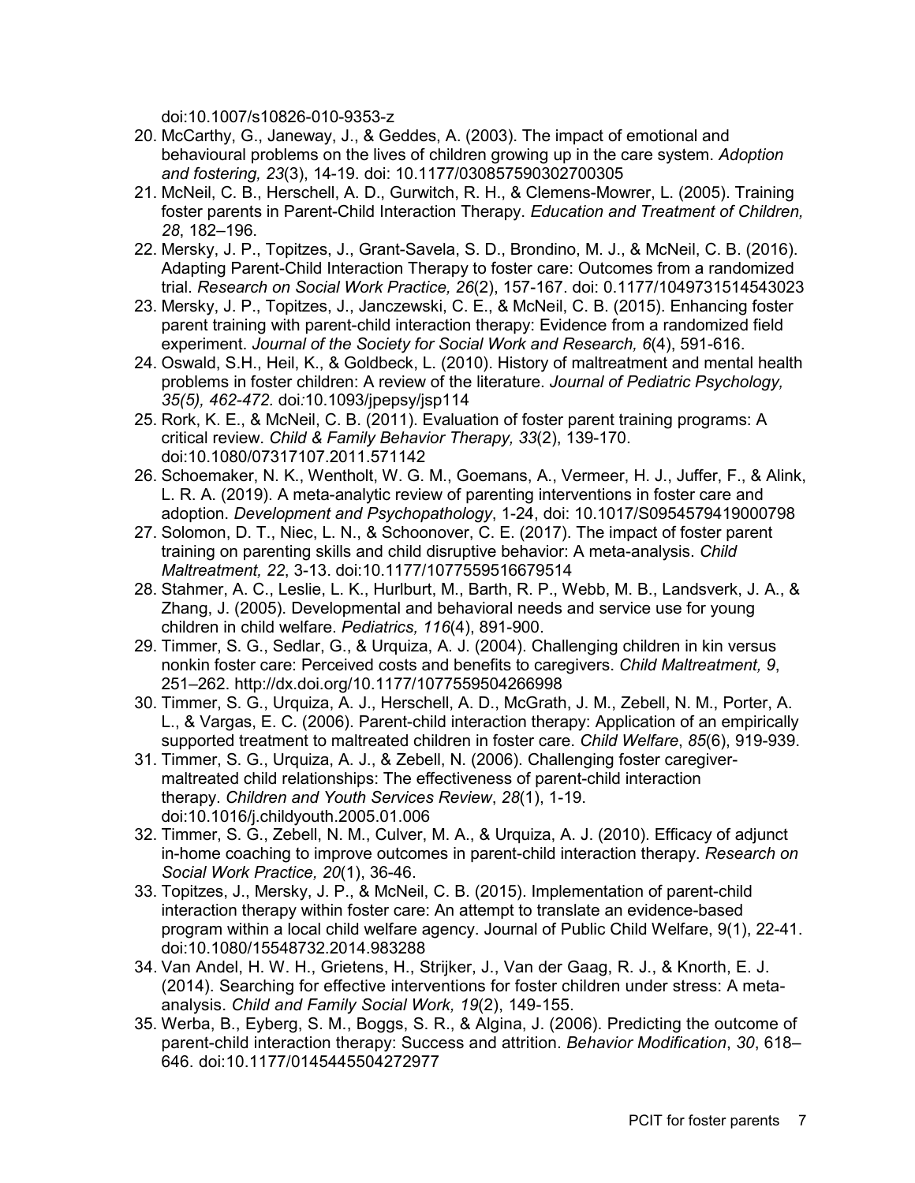doi:10.1007/s10826-010-9353-z

20. McCarthy, G., Janeway, J., & Geddes, A. (2003). The impact of emotional and behavioural problems on the lives of children growing up in the care system. *Adoption and fostering, 23*(3), 14-19. doi: 10.1177/030857590302700305
21. McNeil, C. B., Herschell, A. D., Gurwitch, R. H., & Clemens-Mowrer, L. (2005). Training foster parents in Parent-Child Interaction Therapy. *Education and Treatment of Children, 28*, 182–196.
22. Mersky, J. P., Topitzes, J., Grant-Savela, S. D., Brondino, M. J., & McNeil, C. B. (2016). Adapting Parent-Child Interaction Therapy to foster care: Outcomes from a randomized trial. *Research on Social Work Practice, 26*(2), 157-167. doi: 0.1177/1049731514543023
23. Mersky, J. P., Topitzes, J., Janczewski, C. E., & McNeil, C. B. (2015). Enhancing foster parent training with parent-child interaction therapy: Evidence from a randomized field experiment. *Journal of the Society for Social Work and Research, 6*(4), 591-616.
24. Oswald, S.H., Heil, K., & Goldbeck, L. (2010). History of maltreatment and mental health problems in foster children: A review of the literature. *Journal of Pediatric Psychology, 35(5), 462-472.* doi*:*10.1093/jpepsy/jsp114
25. Rork, K. E., & McNeil, C. B. (2011). Evaluation of foster parent training programs: A critical review. *Child & Family Behavior Therapy, 33*(2), 139-170. doi:10.1080/07317107.2011.571142
26. Schoemaker, N. K., Wentholt, W. G. M., Goemans, A., Vermeer, H. J., Juffer, F., & Alink, L. R. A. (2019). A meta-analytic review of parenting interventions in foster care and adoption. *Development and Psychopathology*, 1-24, doi: 10.1017/S0954579419000798
27. Solomon, D. T., Niec, L. N., & Schoonover, C. E. (2017). The impact of foster parent training on parenting skills and child disruptive behavior: A meta-analysis. *Child Maltreatment, 22*, 3-13. doi:10.1177/1077559516679514
28. Stahmer, A. C., Leslie, L. K., Hurlburt, M., Barth, R. P., Webb, M. B., Landsverk, J. A., & Zhang, J. (2005). Developmental and behavioral needs and service use for young children in child welfare. *Pediatrics, 116*(4), 891-900.
29. Timmer, S. G., Sedlar, G., & Urquiza, A. J. (2004). Challenging children in kin versus nonkin foster care: Perceived costs and benefits to caregivers. *Child Maltreatment, 9*, 251–262. http://dx.doi.org/10.1177/1077559504266998
30. Timmer, S. G., Urquiza, A. J., Herschell, A. D., McGrath, J. M., Zebell, N. M., Porter, A. L., & Vargas, E. C. (2006). Parent-child interaction therapy: Application of an empirically supported treatment to maltreated children in foster care. *Child Welfare*, *85*(6), 919-939.
31. Timmer, S. G., Urquiza, A. J., & Zebell, N. (2006). Challenging foster caregiver-maltreated child relationships: The effectiveness of parent-child interaction therapy. *Children and Youth Services Review*, *28*(1), 1-19. doi:10.1016/j.childyouth.2005.01.006
32. Timmer, S. G., Zebell, N. M., Culver, M. A., & Urquiza, A. J. (2010). Efficacy of adjunct in-home coaching to improve outcomes in parent-child interaction therapy. *Research on Social Work Practice, 20*(1), 36-46.
33. Topitzes, J., Mersky, J. P., & McNeil, C. B. (2015). Implementation of parent-child interaction therapy within foster care: An attempt to translate an evidence-based program within a local child welfare agency. Journal of Public Child Welfare, 9(1), 22-41. doi:10.1080/15548732.2014.983288
34. Van Andel, H. W. H., Grietens, H., Strijker, J., Van der Gaag, R. J., & Knorth, E. J. (2014). Searching for effective interventions for foster children under stress: A meta-analysis. *Child and Family Social Work, 19*(2), 149-155.
35. Werba, B., Eyberg, S. M., Boggs, S. R., & Algina, J. (2006). Predicting the outcome of parent-child interaction therapy: Success and attrition. *Behavior Modification*, *30*, 618–646. doi:10.1177/0145445504272977